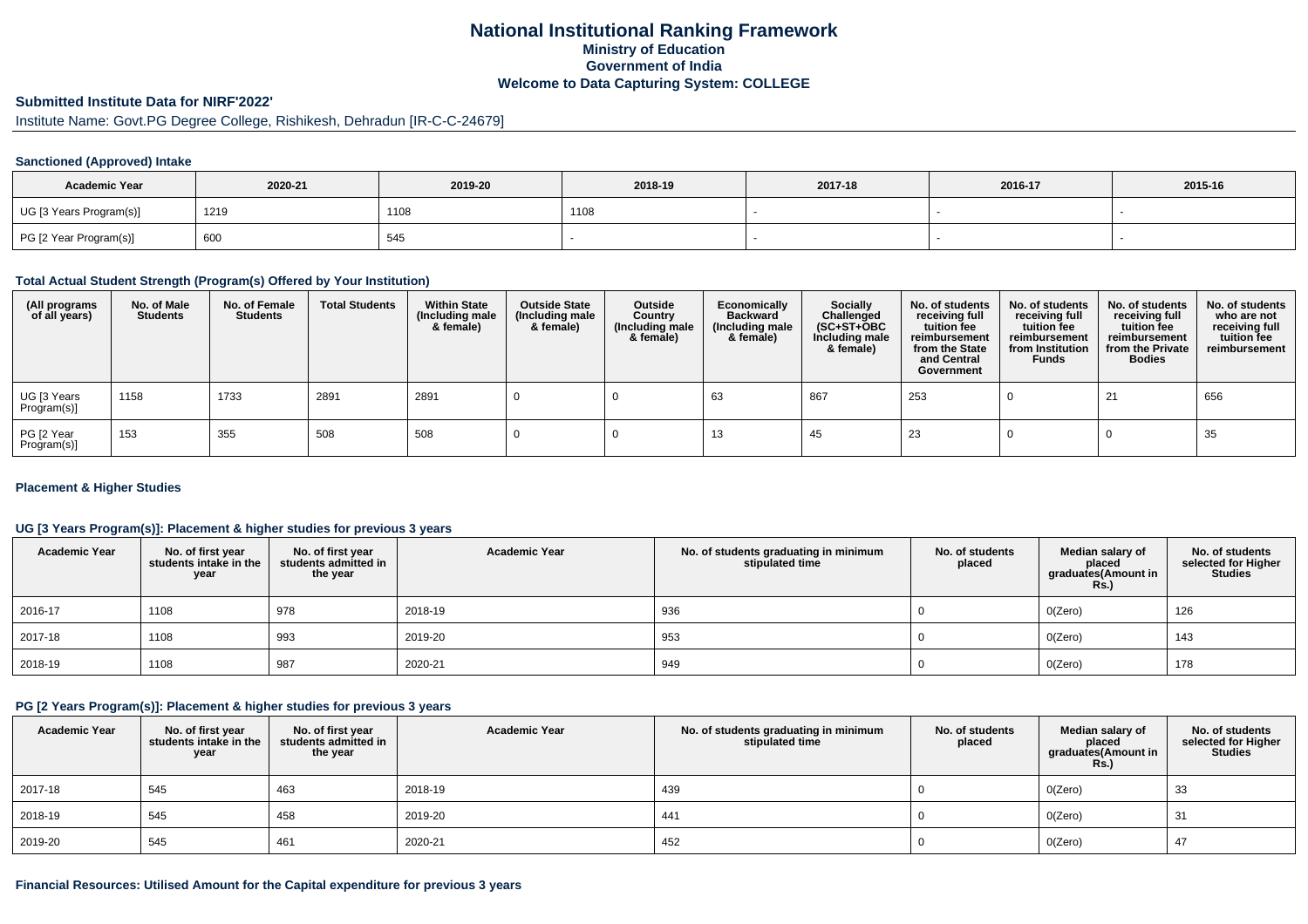# National Institutional Ranking Framework

## Ministry of Education

## Government of India

## Welcome to Data Capturing System: COLLEGE

### Submitted Institute Data for NIRF'2022'

Institute Name: Govt.PG Degree College, Rishikesh, Dehradun [IR-C-C-24679]

#### Sanctioned (Approved) Intake

| Academic Year | 2020-21 | 2019-20 | 2018-19 | 2017-18 | 2016-17 | 2015-16 |
|---|---|---|---|---|---|---|
| UG [3 Years Program(s)] | 1219 | 1108 | 1108 | - | - | - |
| PG [2 Year Program(s)] | 600 | 545 | - | - | - | - |

#### Total Actual Student Strength (Program(s) Offered by Your Institution)

| (All programs of all years) | No. of Male Students | No. of Female Students | Total Students | Within State (Including male & female) | Outside State (Including male & female) | Outside Country (Including male & female) | Economically Backward (Including male & female) | Socially Challenged (SC+ST+OBC Including male & female) | No. of students receiving full tuition fee reimbursement from the State and Central Government | No. of students receiving full tuition fee reimbursement from Institution Funds | No. of students receiving full tuition fee reimbursement from the Private Bodies | No. of students who are not receiving full tuition fee reimbursement |
|---|---|---|---|---|---|---|---|---|---|---|---|---|
| UG [3 Years Program(s)] | 1158 | 1733 | 2891 | 2891 | 0 | 0 | 63 | 867 | 253 | 0 | 21 | 656 |
| PG [2 Year Program(s)] | 153 | 355 | 508 | 508 | 0 | 0 | 13 | 45 | 23 | 0 | 0 | 35 |

#### Placement & Higher Studies

#### UG [3 Years Program(s)]: Placement & higher studies for previous 3 years

| Academic Year | No. of first year students intake in the year | No. of first year students admitted in the year | Academic Year | No. of students graduating in minimum stipulated time | No. of students placed | Median salary of placed graduates(Amount in Rs.) | No. of students selected for Higher Studies |
|---|---|---|---|---|---|---|---|
| 2016-17 | 1108 | 978 | 2018-19 | 936 | 0 | 0(Zero) | 126 |
| 2017-18 | 1108 | 993 | 2019-20 | 953 | 0 | 0(Zero) | 143 |
| 2018-19 | 1108 | 987 | 2020-21 | 949 | 0 | 0(Zero) | 178 |

#### PG [2 Years Program(s)]: Placement & higher studies for previous 3 years

| Academic Year | No. of first year students intake in the year | No. of first year students admitted in the year | Academic Year | No. of students graduating in minimum stipulated time | No. of students placed | Median salary of placed graduates(Amount in Rs.) | No. of students selected for Higher Studies |
|---|---|---|---|---|---|---|---|
| 2017-18 | 545 | 463 | 2018-19 | 439 | 0 | 0(Zero) | 33 |
| 2018-19 | 545 | 458 | 2019-20 | 441 | 0 | 0(Zero) | 31 |
| 2019-20 | 545 | 461 | 2020-21 | 452 | 0 | 0(Zero) | 47 |

#### Financial Resources: Utilised Amount for the Capital expenditure for previous 3 years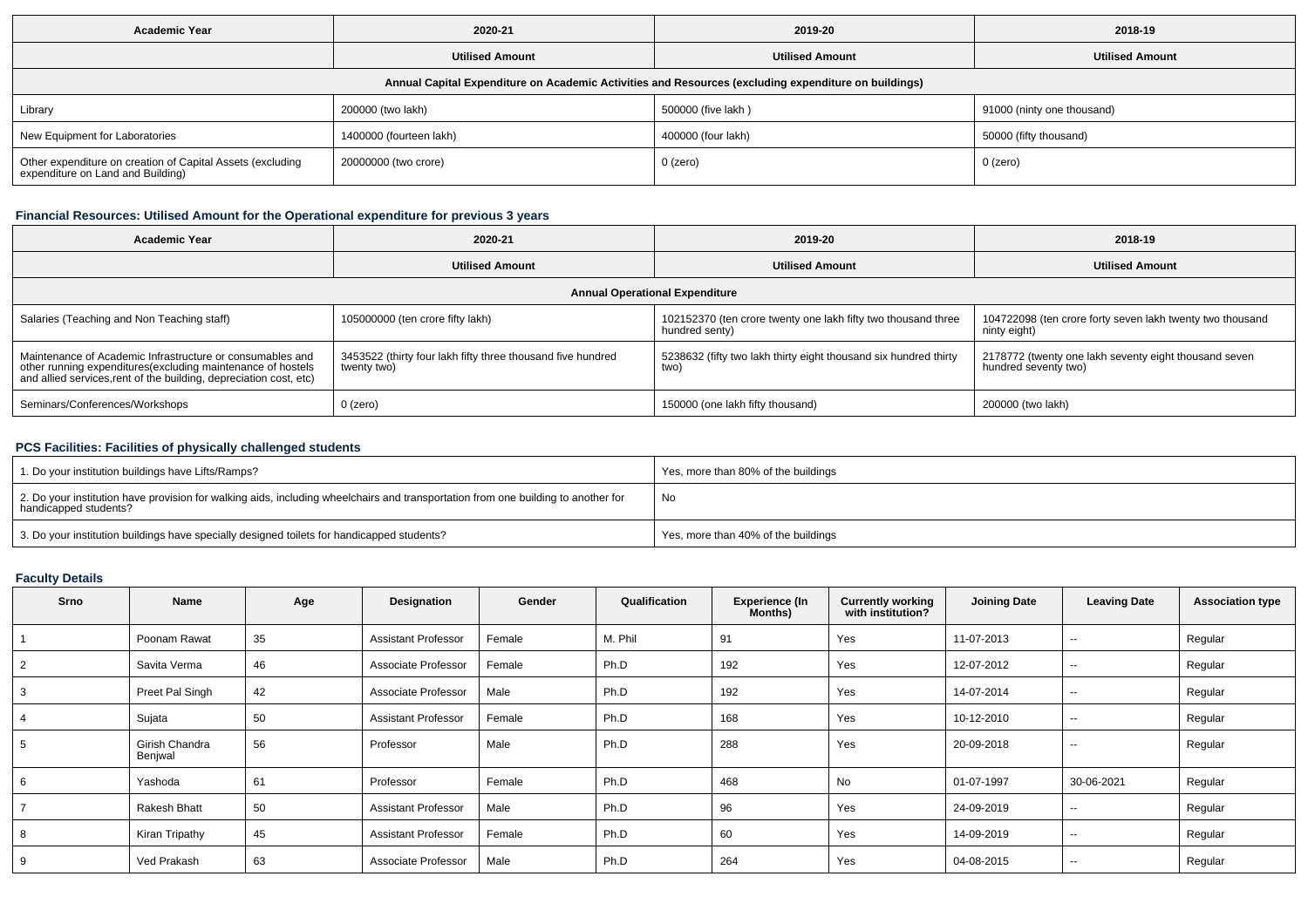| Academic Year | 2020-21 | 2019-20 | 2018-19 |
|---|---|---|---|
| | **Utilised Amount** | **Utilised Amount** | **Utilised Amount** |
| **Annual Capital Expenditure on Academic Activities and Resources (excluding expenditure on buildings)** | | | |
| Library | 200000 (two lakh) | 500000 (five lakh ) | 91000 (ninty one thousand) |
| New Equipment for Laboratories | 1400000 (fourteen lakh) | 400000 (four lakh) | 50000 (fifty thousand) |
| Other expenditure on creation of Capital Assets (excluding expenditure on Land and Building) | 20000000 (two crore) | 0 (zero) | 0 (zero) |

### Financial Resources: Utilised Amount for the Operational expenditure for previous 3 years

| Academic Year | 2020-21 | 2019-20 | 2018-19 |
|---|---|---|---|
| | **Utilised Amount** | **Utilised Amount** | **Utilised Amount** |
| **Annual Operational Expenditure** | | | |
| Salaries (Teaching and Non Teaching staff) | 105000000 (ten crore fifty lakh) | 102152370 (ten crore twenty one lakh fifty two thousand three hundred senty) | 104722098 (ten crore forty seven lakh twenty two thousand ninty eight) |
| Maintenance of Academic Infrastructure or consumables and other running expenditures(excluding maintenance of hostels and allied services,rent of the building, depreciation cost, etc) | 3453522 (thirty four lakh fifty three thousand five hundred twenty two) | 5238632 (fifty two lakh thirty eight thousand six hundred thirty two) | 2178772 (twenty one lakh seventy eight thousand seven hundred seventy two) |
| Seminars/Conferences/Workshops | 0 (zero) | 150000 (one lakh fifty thousand) | 200000 (two lakh) |

### PCS Facilities: Facilities of physically challenged students

| | |
|---|---|
| 1. Do your institution buildings have Lifts/Ramps? | Yes, more than 80% of the buildings |
| 2. Do your institution have provision for walking aids, including wheelchairs and transportation from one building to another for handicapped students? | No |
| 3. Do your institution buildings have specially designed toilets for handicapped students? | Yes, more than 40% of the buildings |

### Faculty Details

| Srno | Name | Age | Designation | Gender | Qualification | Experience (In Months) | Currently working with institution? | Joining Date | Leaving Date | Association type |
|---|---|---|---|---|---|---|---|---|---|---|
| 1 | Poonam Rawat | 35 | Assistant Professor | Female | M. Phil | 91 | Yes | 11-07-2013 | -- | Regular |
| 2 | Savita Verma | 46 | Associate Professor | Female | Ph.D | 192 | Yes | 12-07-2012 | -- | Regular |
| 3 | Preet Pal Singh | 42 | Associate Professor | Male | Ph.D | 192 | Yes | 14-07-2014 | -- | Regular |
| 4 | Sujata | 50 | Assistant Professor | Female | Ph.D | 168 | Yes | 10-12-2010 | -- | Regular |
| 5 | Girish Chandra Benjwal | 56 | Professor | Male | Ph.D | 288 | Yes | 20-09-2018 | -- | Regular |
| 6 | Yashoda | 61 | Professor | Female | Ph.D | 468 | No | 01-07-1997 | 30-06-2021 | Regular |
| 7 | Rakesh Bhatt | 50 | Assistant Professor | Male | Ph.D | 96 | Yes | 24-09-2019 | -- | Regular |
| 8 | Kiran Tripathy | 45 | Assistant Professor | Female | Ph.D | 60 | Yes | 14-09-2019 | -- | Regular |
| 9 | Ved Prakash | 63 | Associate Professor | Male | Ph.D | 264 | Yes | 04-08-2015 | -- | Regular |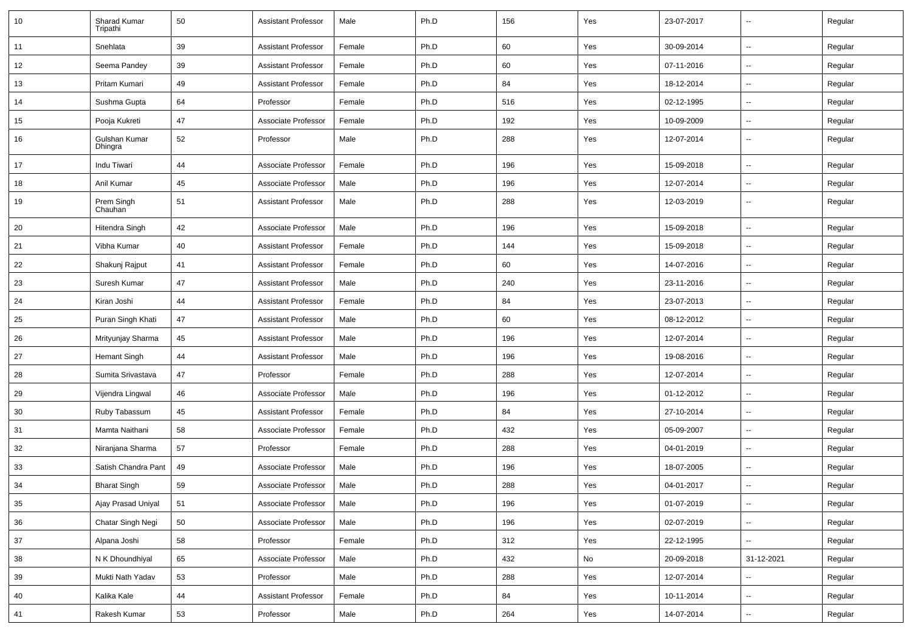| 10 | Sharad Kumar Tripathi | 50 | Assistant Professor | Male | Ph.D | 156 | Yes | 23-07-2017 | -- | Regular |
|---|---|---|---|---|---|---|---|---|---|---|
| 11 | Snehlata | 39 | Assistant Professor | Female | Ph.D | 60 | Yes | 30-09-2014 | -- | Regular |
| 12 | Seema Pandey | 39 | Assistant Professor | Female | Ph.D | 60 | Yes | 07-11-2016 | -- | Regular |
| 13 | Pritam Kumari | 49 | Assistant Professor | Female | Ph.D | 84 | Yes | 18-12-2014 | -- | Regular |
| 14 | Sushma Gupta | 64 | Professor | Female | Ph.D | 516 | Yes | 02-12-1995 | -- | Regular |
| 15 | Pooja Kukreti | 47 | Associate Professor | Female | Ph.D | 192 | Yes | 10-09-2009 | -- | Regular |
| 16 | Gulshan Kumar Dhingra | 52 | Professor | Male | Ph.D | 288 | Yes | 12-07-2014 | -- | Regular |
| 17 | Indu Tiwari | 44 | Associate Professor | Female | Ph.D | 196 | Yes | 15-09-2018 | -- | Regular |
| 18 | Anil Kumar | 45 | Associate Professor | Male | Ph.D | 196 | Yes | 12-07-2014 | -- | Regular |
| 19 | Prem Singh Chauhan | 51 | Assistant Professor | Male | Ph.D | 288 | Yes | 12-03-2019 | -- | Regular |
| 20 | Hitendra Singh | 42 | Associate Professor | Male | Ph.D | 196 | Yes | 15-09-2018 | -- | Regular |
| 21 | Vibha Kumar | 40 | Assistant Professor | Female | Ph.D | 144 | Yes | 15-09-2018 | -- | Regular |
| 22 | Shakunj Rajput | 41 | Assistant Professor | Female | Ph.D | 60 | Yes | 14-07-2016 | -- | Regular |
| 23 | Suresh Kumar | 47 | Assistant Professor | Male | Ph.D | 240 | Yes | 23-11-2016 | -- | Regular |
| 24 | Kiran Joshi | 44 | Assistant Professor | Female | Ph.D | 84 | Yes | 23-07-2013 | -- | Regular |
| 25 | Puran Singh Khati | 47 | Assistant Professor | Male | Ph.D | 60 | Yes | 08-12-2012 | -- | Regular |
| 26 | Mrityunjay Sharma | 45 | Assistant Professor | Male | Ph.D | 196 | Yes | 12-07-2014 | -- | Regular |
| 27 | Hemant Singh | 44 | Assistant Professor | Male | Ph.D | 196 | Yes | 19-08-2016 | -- | Regular |
| 28 | Sumita Srivastava | 47 | Professor | Female | Ph.D | 288 | Yes | 12-07-2014 | -- | Regular |
| 29 | Vijendra Lingwal | 46 | Associate Professor | Male | Ph.D | 196 | Yes | 01-12-2012 | -- | Regular |
| 30 | Ruby Tabassum | 45 | Assistant Professor | Female | Ph.D | 84 | Yes | 27-10-2014 | -- | Regular |
| 31 | Mamta Naithani | 58 | Associate Professor | Female | Ph.D | 432 | Yes | 05-09-2007 | -- | Regular |
| 32 | Niranjana Sharma | 57 | Professor | Female | Ph.D | 288 | Yes | 04-01-2019 | -- | Regular |
| 33 | Satish Chandra Pant | 49 | Associate Professor | Male | Ph.D | 196 | Yes | 18-07-2005 | -- | Regular |
| 34 | Bharat Singh | 59 | Associate Professor | Male | Ph.D | 288 | Yes | 04-01-2017 | -- | Regular |
| 35 | Ajay Prasad Uniyal | 51 | Associate Professor | Male | Ph.D | 196 | Yes | 01-07-2019 | -- | Regular |
| 36 | Chatar Singh Negi | 50 | Associate Professor | Male | Ph.D | 196 | Yes | 02-07-2019 | -- | Regular |
| 37 | Alpana Joshi | 58 | Professor | Female | Ph.D | 312 | Yes | 22-12-1995 | -- | Regular |
| 38 | N K Dhoundhiyal | 65 | Associate Professor | Male | Ph.D | 432 | No | 20-09-2018 | 31-12-2021 | Regular |
| 39 | Mukti Nath Yadav | 53 | Professor | Male | Ph.D | 288 | Yes | 12-07-2014 | -- | Regular |
| 40 | Kalika Kale | 44 | Assistant Professor | Female | Ph.D | 84 | Yes | 10-11-2014 | -- | Regular |
| 41 | Rakesh Kumar | 53 | Professor | Male | Ph.D | 264 | Yes | 14-07-2014 | -- | Regular |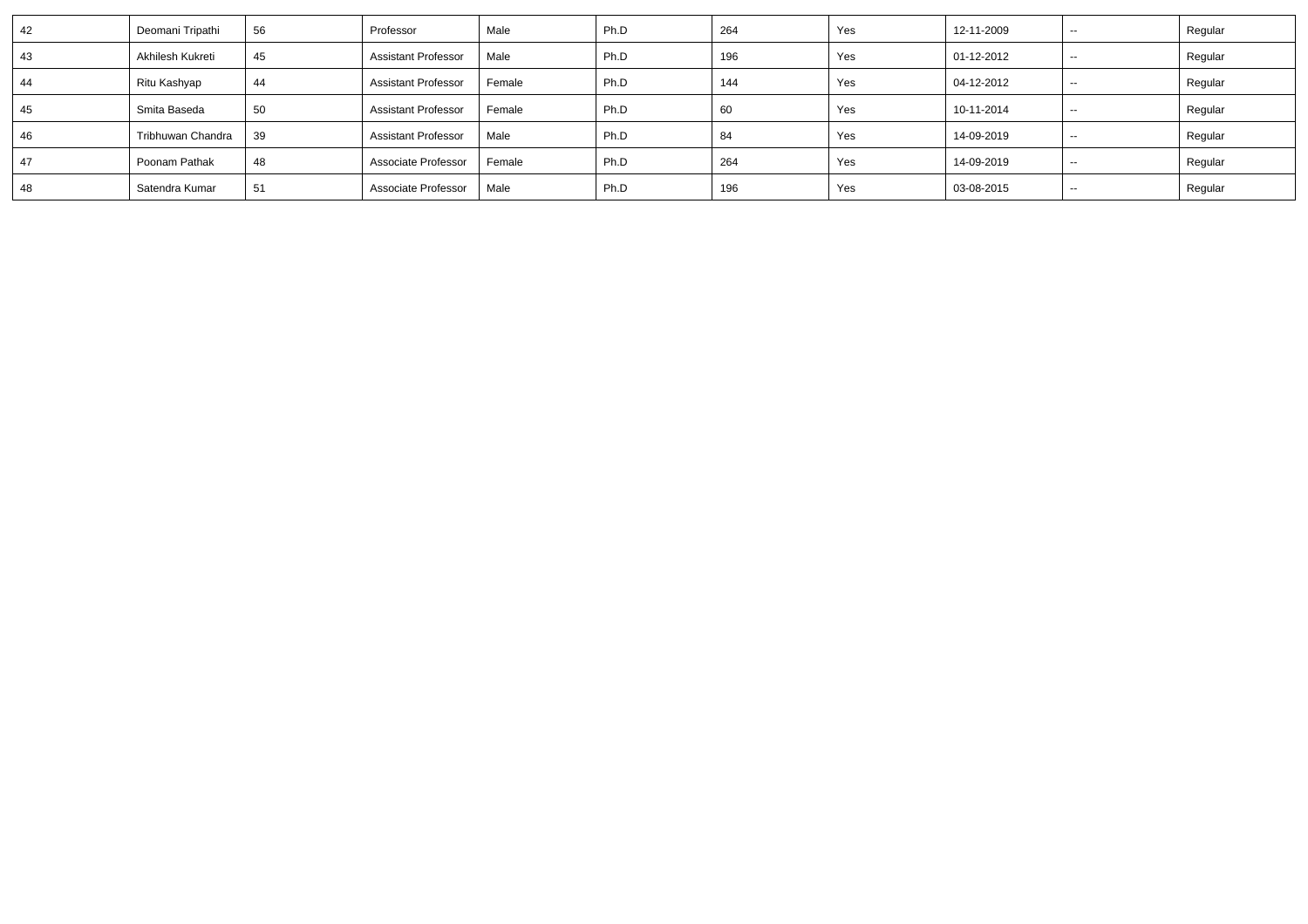| | | | | | | | | | | |
|---|---|---|---|---|---|---|---|---|---|---|
| 42 | Deomani Tripathi | 56 | Professor | Male | Ph.D | 264 | Yes | 12-11-2009 | -- | Regular |
| 43 | Akhilesh Kukreti | 45 | Assistant Professor | Male | Ph.D | 196 | Yes | 01-12-2012 | -- | Regular |
| 44 | Ritu Kashyap | 44 | Assistant Professor | Female | Ph.D | 144 | Yes | 04-12-2012 | -- | Regular |
| 45 | Smita Baseda | 50 | Assistant Professor | Female | Ph.D | 60 | Yes | 10-11-2014 | -- | Regular |
| 46 | Tribhuwan Chandra | 39 | Assistant Professor | Male | Ph.D | 84 | Yes | 14-09-2019 | -- | Regular |
| 47 | Poonam Pathak | 48 | Associate Professor | Female | Ph.D | 264 | Yes | 14-09-2019 | -- | Regular |
| 48 | Satendra Kumar | 51 | Associate Professor | Male | Ph.D | 196 | Yes | 03-08-2015 | -- | Regular |